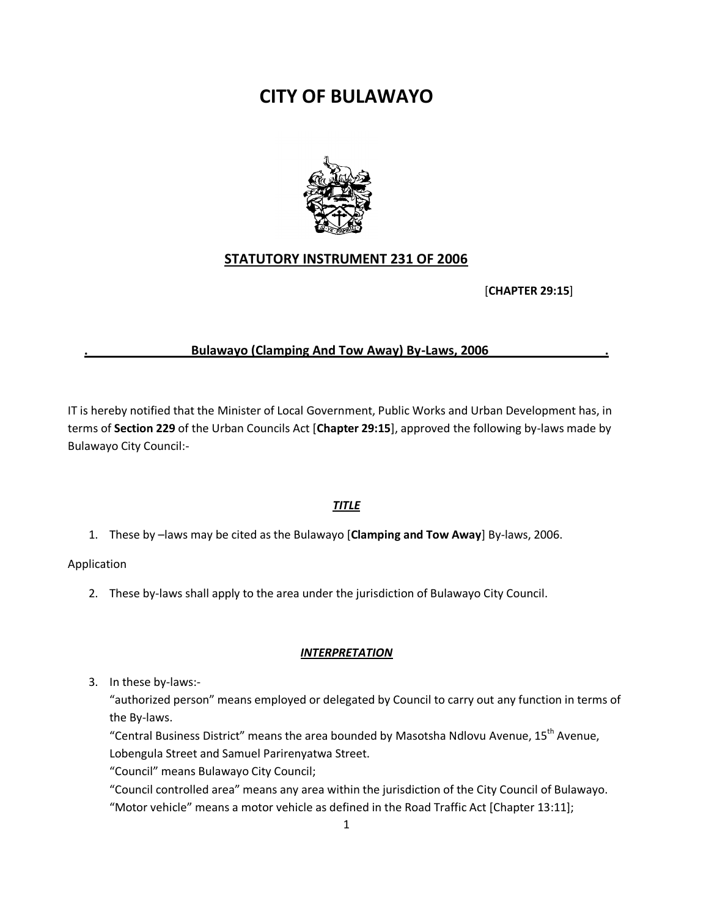# CITY OF BULAWAYO

## STATUTORY INSTRUMENT 231 OF 2006

[**CHAPTER 29:15**]

**Bulawayo (Clamping And Tow Away) By-Laws, 2006**

IT is hereby notified that the Minister of Local Government, Public Works and Urban Development has, in terms of **Section 229** of the Urban Councils Act [**Chapter 29:15**], approved the following by-laws made by Bulawayo City Council:-

### ***TITLE***

1. These by –laws may be cited as the Bulawayo [**Clamping and Tow Away**] By-laws, 2006.

Application

2. These by-laws shall apply to the area under the jurisdiction of Bulawayo City Council.

### ***INTERPRETATION***

3. In these by-laws:-
   "authorized person" means employed or delegated by Council to carry out any function in terms of the By-laws.
   "Central Business District" means the area bounded by Masotsha Ndlovu Avenue, 15th Avenue, Lobengula Street and Samuel Parirenyatwa Street.
   "Council" means Bulawayo City Council;
   "Council controlled area" means any area within the jurisdiction of the City Council of Bulawayo.
   "Motor vehicle" means a motor vehicle as defined in the Road Traffic Act [Chapter 13:11];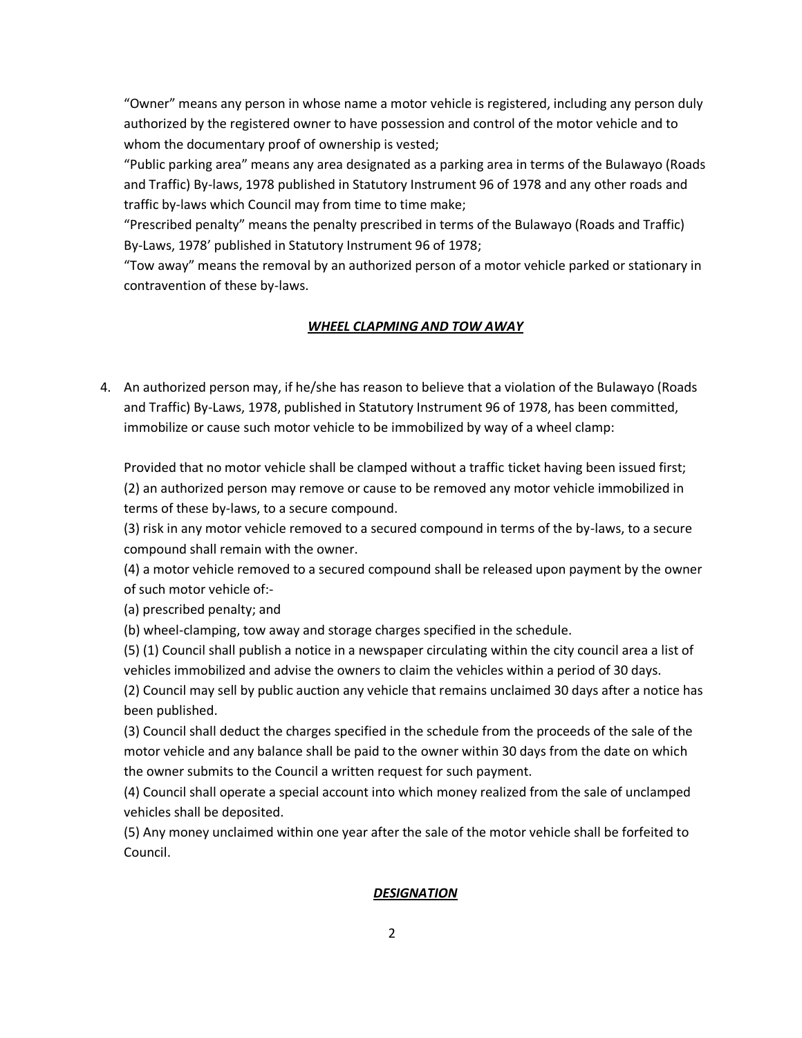"Owner" means any person in whose name a motor vehicle is registered, including any person duly authorized by the registered owner to have possession and control of the motor vehicle and to whom the documentary proof of ownership is vested;

"Public parking area" means any area designated as a parking area in terms of the Bulawayo (Roads and Traffic) By-laws, 1978 published in Statutory Instrument 96 of 1978 and any other roads and traffic by-laws which Council may from time to time make;

"Prescribed penalty" means the penalty prescribed in terms of the Bulawayo (Roads and Traffic) By-Laws, 1978' published in Statutory Instrument 96 of 1978;

"Tow away" means the removal by an authorized person of a motor vehicle parked or stationary in contravention of these by-laws.

## ***WHEEL CLAPMING AND TOW AWAY***

4. An authorized person may, if he/she has reason to believe that a violation of the Bulawayo (Roads and Traffic) By-Laws, 1978, published in Statutory Instrument 96 of 1978, has been committed, immobilize or cause such motor vehicle to be immobilized by way of a wheel clamp:

   Provided that no motor vehicle shall be clamped without a traffic ticket having been issued first;

   (2) an authorized person may remove or cause to be removed any motor vehicle immobilized in terms of these by-laws, to a secure compound.

   (3) risk in any motor vehicle removed to a secured compound in terms of the by-laws, to a secure compound shall remain with the owner.

   (4) a motor vehicle removed to a secured compound shall be released upon payment by the owner of such motor vehicle of:-

   (a) prescribed penalty; and

   (b) wheel-clamping, tow away and storage charges specified in the schedule.

   (5) (1) Council shall publish a notice in a newspaper circulating within the city council area a list of vehicles immobilized and advise the owners to claim the vehicles within a period of 30 days.

   (2) Council may sell by public auction any vehicle that remains unclaimed 30 days after a notice has been published.

   (3) Council shall deduct the charges specified in the schedule from the proceeds of the sale of the motor vehicle and any balance shall be paid to the owner within 30 days from the date on which the owner submits to the Council a written request for such payment.

   (4) Council shall operate a special account into which money realized from the sale of unclamped vehicles shall be deposited.

   (5) Any money unclaimed within one year after the sale of the motor vehicle shall be forfeited to Council.

## ***DESIGNATION***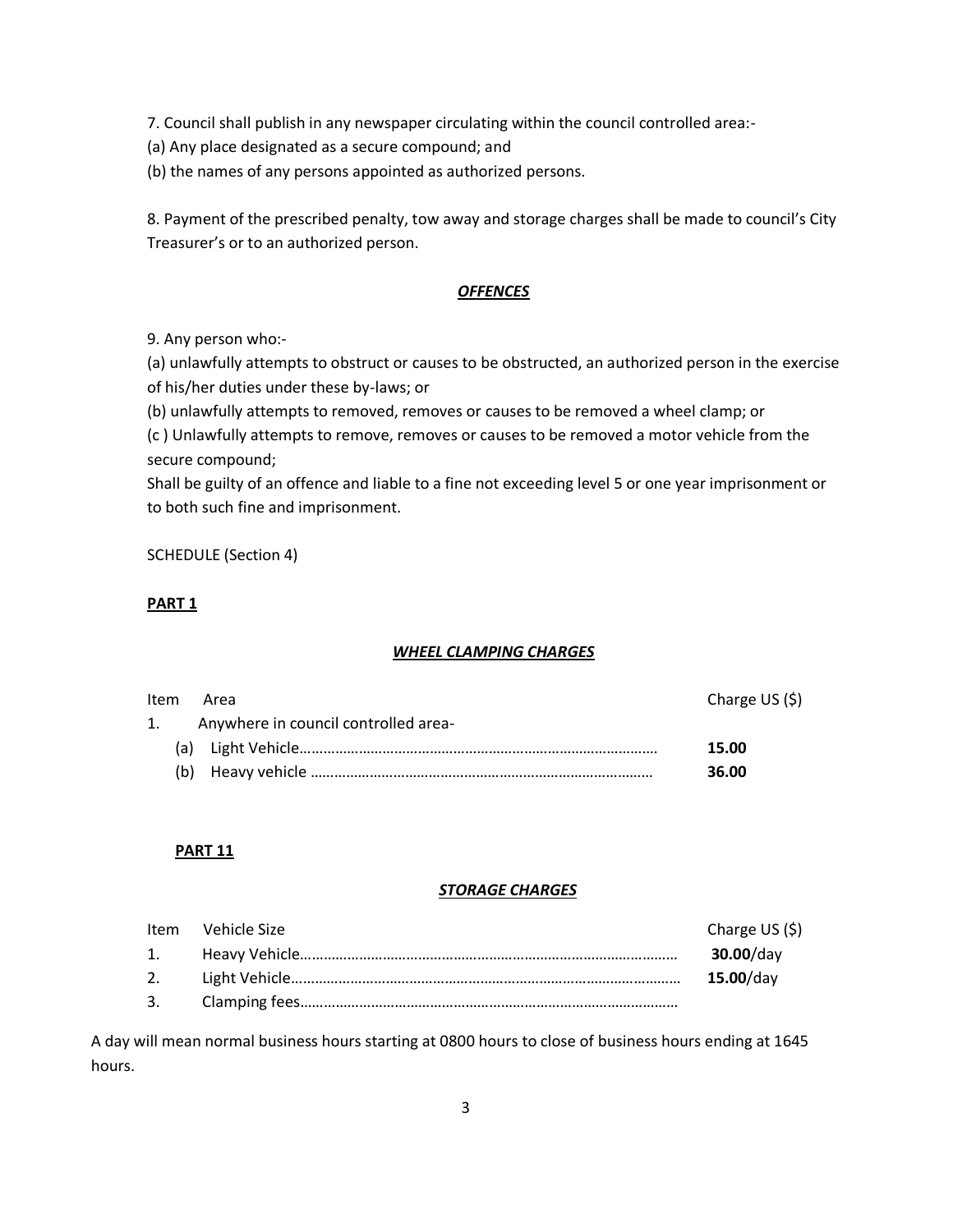7. Council shall publish in any newspaper circulating within the council controlled area:-

(a) Any place designated as a secure compound; and

(b) the names of any persons appointed as authorized persons.

8. Payment of the prescribed penalty, tow away and storage charges shall be made to council's City Treasurer's or to an authorized person.

## ***OFFENCES***

9. Any person who:-

(a) unlawfully attempts to obstruct or causes to be obstructed, an authorized person in the exercise of his/her duties under these by-laws; or

(b) unlawfully attempts to removed, removes or causes to be removed a wheel clamp; or

(c ) Unlawfully attempts to remove, removes or causes to be removed a motor vehicle from the secure compound;

Shall be guilty of an offence and liable to a fine not exceeding level 5 or one year imprisonment or to both such fine and imprisonment.

SCHEDULE (Section 4)

**PART 1**

***WHEEL CLAMPING CHARGES***

| Item | Area | Charge US ($) |
|---|---|---|
| 1. | Anywhere in council controlled area- | |
| | (a) Light Vehicle………………………………………………………………………… | **15.00** |
| | (b) Heavy vehicle ………………………………………………………………………… | **36.00** |

**PART 11**

***STORAGE CHARGES***

| Item | Vehicle Size | Charge US ($) |
|---|---|---|
| 1. | Heavy Vehicle………………………………………………………………………………… | **30.00**/day |
| 2. | Light Vehicle………………………………………………………………………………… | **15.00**/day |
| 3. | Clamping fees………………………………………………………………………………… | |

A day will mean normal business hours starting at 0800 hours to close of business hours ending at 1645 hours.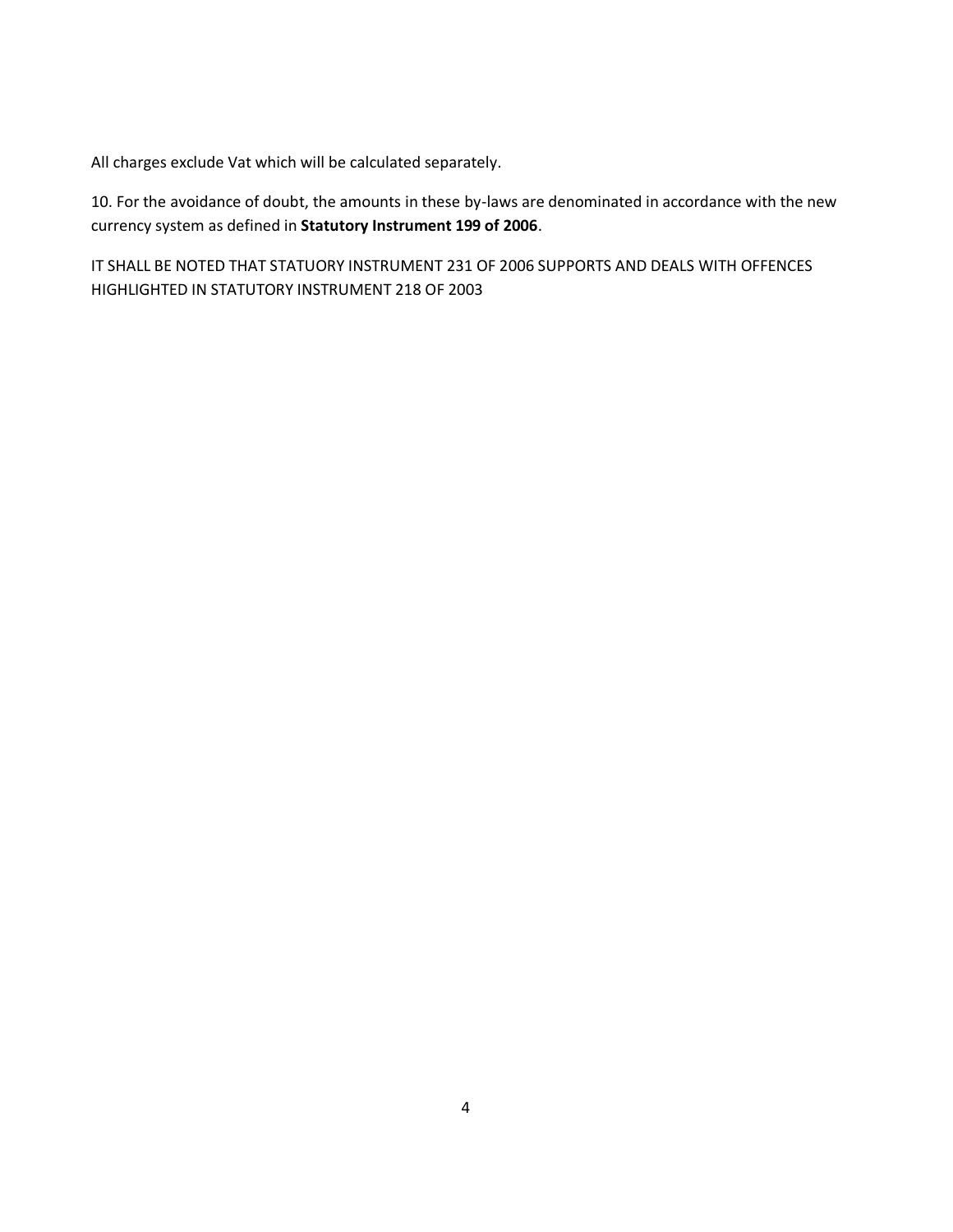All charges exclude Vat which will be calculated separately.

10. For the avoidance of doubt, the amounts in these by-laws are denominated in accordance with the new currency system as defined in **Statutory Instrument 199 of 2006**.

IT SHALL BE NOTED THAT STATUORY INSTRUMENT 231 OF 2006 SUPPORTS AND DEALS WITH OFFENCES HIGHLIGHTED IN STATUTORY INSTRUMENT 218 OF 2003